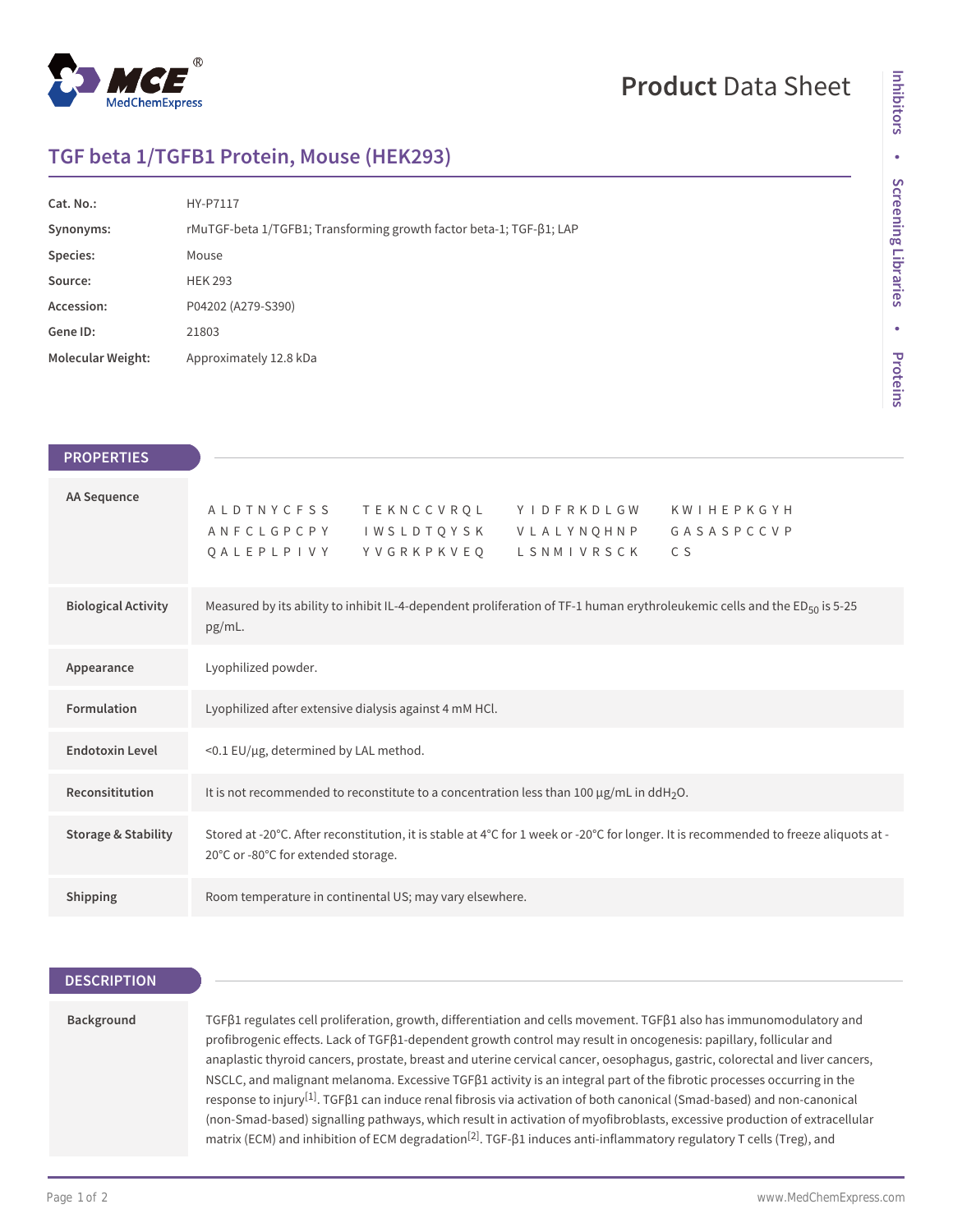# TGF beta 1/TGFB1 Protein, Mouse (HEK293)

| | |
|---|---|
| **Cat. No.:** | HY-P7117 |
| **Synonyms:** | rMuTGF-beta 1/TGFB1; Transforming growth factor beta-1; TGF-β1; LAP |
| **Species:** | Mouse |
| **Source:** | HEK 293 |
| **Accession:** | P04202 (A279-S390) |
| **Gene ID:** | 21803 |
| **Molecular Weight:** | Approximately 12.8 kDa |

## PROPERTIES

| | |
|---|---|
| **AA Sequence** | ALDTNYCFSS TEKNCCVRQL YIDFRKDLGW KWIHEPKGYH ANFCLGPCPY IWSLDTQYSK VLALYNQHNP GASASPCCVP QALEPLPIVY YVGRKPKVEQ LSNMIVRSCK CS |
| **Biological Activity** | Measured by its ability to inhibit IL-4-dependent proliferation of TF-1 human erythroleukemic cells and the $ED_{50}$ is 5-25 pg/mL. |
| **Appearance** | Lyophilized powder. |
| **Formulation** | Lyophilized after extensive dialysis against 4 mM HCl. |
| **Endotoxin Level** | <0.1 EU/μg, determined by LAL method. |
| **Reconsititution** | It is not recommended to reconstitute to a concentration less than 100 μg/mL in $ddH_2O$. |
| **Storage & Stability** | Stored at -20°C. After reconstitution, it is stable at 4°C for 1 week or -20°C for longer. It is recommended to freeze aliquots at -20°C or -80°C for extended storage. |
| **Shipping** | Room temperature in continental US; may vary elsewhere. |

## DESCRIPTION

**Background**

TGFβ1 regulates cell proliferation, growth, differentiation and cells movement. TGFβ1 also has immunomodulatory and profibrogenic effects. Lack of TGFβ1-dependent growth control may result in oncogenesis: papillary, follicular and anaplastic thyroid cancers, prostate, breast and uterine cervical cancer, oesophagus, gastric, colorectal and liver cancers, NSCLC, and malignant melanoma. Excessive TGFβ1 activity is an integral part of the fibrotic processes occurring in the response to injury[1]. TGFβ1 can induce renal fibrosis via activation of both canonical (Smad-based) and non-canonical (non-Smad-based) signalling pathways, which result in activation of myofibroblasts, excessive production of extracellular matrix (ECM) and inhibition of ECM degradation[2]. TGF-β1 induces anti-inflammatory regulatory T cells (Treg), and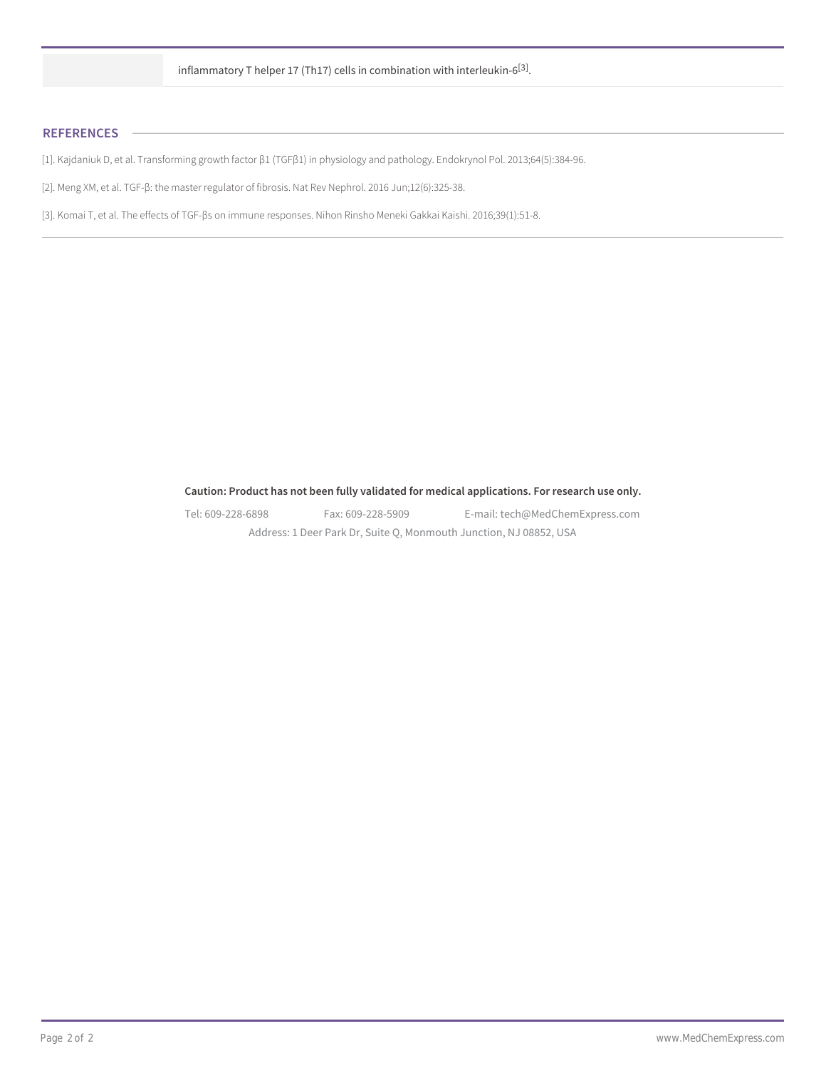inflammatory T helper 17 (Th17) cells in combination with interleukin-6[3].

## REFERENCES

[1]. Kajdaniuk D, et al. Transforming growth factor β1 (TGFβ1) in physiology and pathology. Endokrynol Pol. 2013;64(5):384-96.

[2]. Meng XM, et al. TGF-β: the master regulator of fibrosis. Nat Rev Nephrol. 2016 Jun;12(6):325-38.

[3]. Komai T, et al. The effects of TGF-βs on immune responses. Nihon Rinsho Meneki Gakkai Kaishi. 2016;39(1):51-8.

**Caution: Product has not been fully validated for medical applications. For research use only.**

Tel: 609-228-6898 Fax: 609-228-5909 E-mail: tech@MedChemExpress.com

Address: 1 Deer Park Dr, Suite Q, Monmouth Junction, NJ 08852, USA